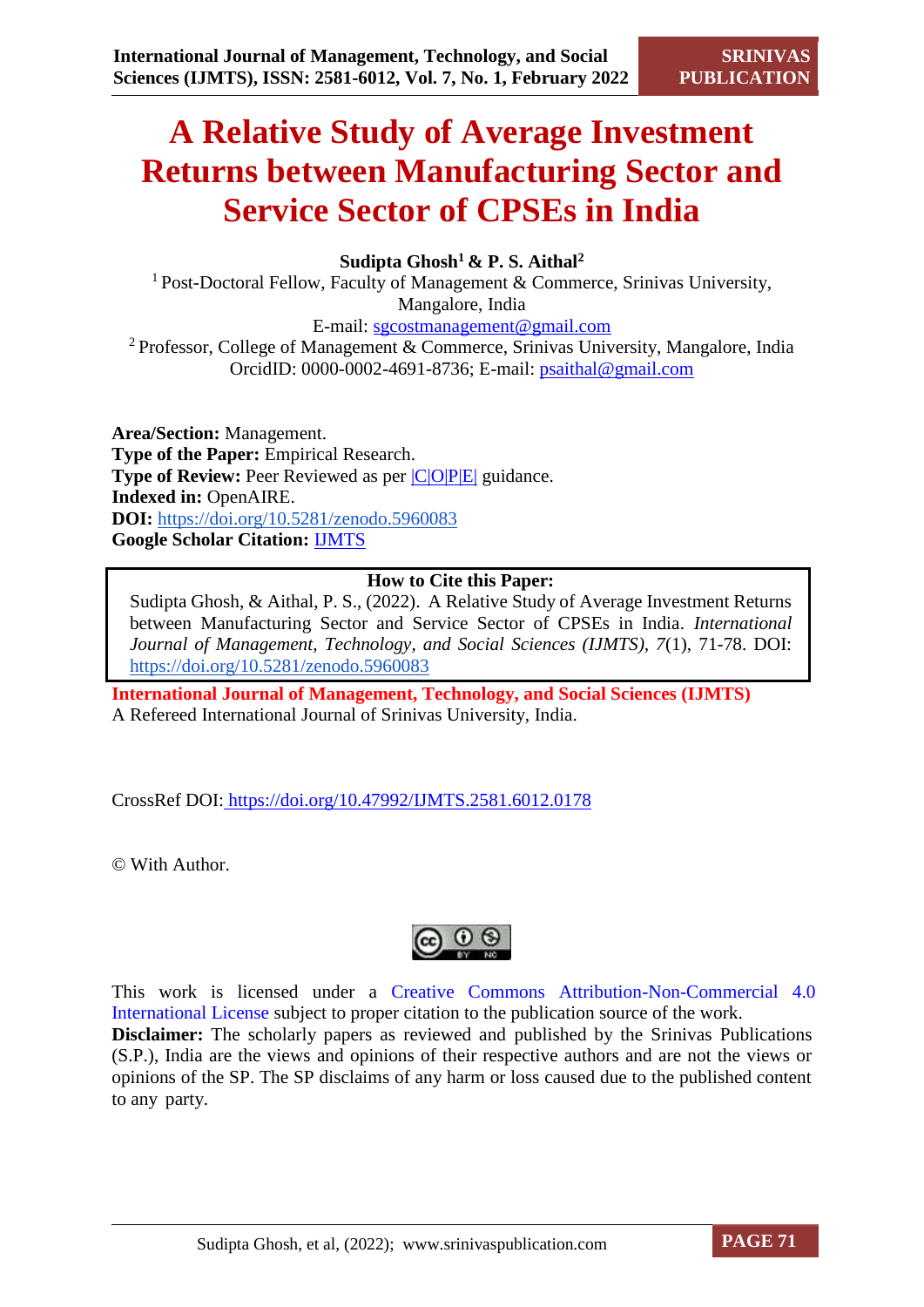# A Relative Study of Average Investment Returns between Manufacturing Sector and Service Sector of CPSEs in India

**Sudipta Ghosh[1] & P. S. Aithal[2]**

[1] Post-Doctoral Fellow, Faculty of Management & Commerce, Srinivas University, Mangalore, India
E-mail: sgcostmanagement@gmail.com

[2] Professor, College of Management & Commerce, Srinivas University, Mangalore, India
OrcidID: 0000-0002-4691-8736; E-mail: psaithal@gmail.com

**Area/Section:** Management.
**Type of the Paper:** Empirical Research.
**Type of Review:** Peer Reviewed as per |C|O|P|E| guidance.
**Indexed in:** OpenAIRE.
**DOI:** https://doi.org/10.5281/zenodo.5960083
**Google Scholar Citation:** IJMTS

**How to Cite this Paper:**

Sudipta Ghosh, & Aithal, P. S., (2022). A Relative Study of Average Investment Returns between Manufacturing Sector and Service Sector of CPSEs in India. *International Journal of Management, Technology, and Social Sciences (IJMTS), 7*(1), 71-78. DOI: https://doi.org/10.5281/zenodo.5960083

**International Journal of Management, Technology, and Social Sciences (IJMTS)**
A Refereed International Journal of Srinivas University, India.

CrossRef DOI: https://doi.org/10.47992/IJMTS.2581.6012.0178

© With Author.

This work is licensed under a Creative Commons Attribution-Non-Commercial 4.0 International License subject to proper citation to the publication source of the work.

**Disclaimer:** The scholarly papers as reviewed and published by the Srinivas Publications (S.P.), India are the views and opinions of their respective authors and are not the views or opinions of the SP. The SP disclaims of any harm or loss caused due to the published content to any party.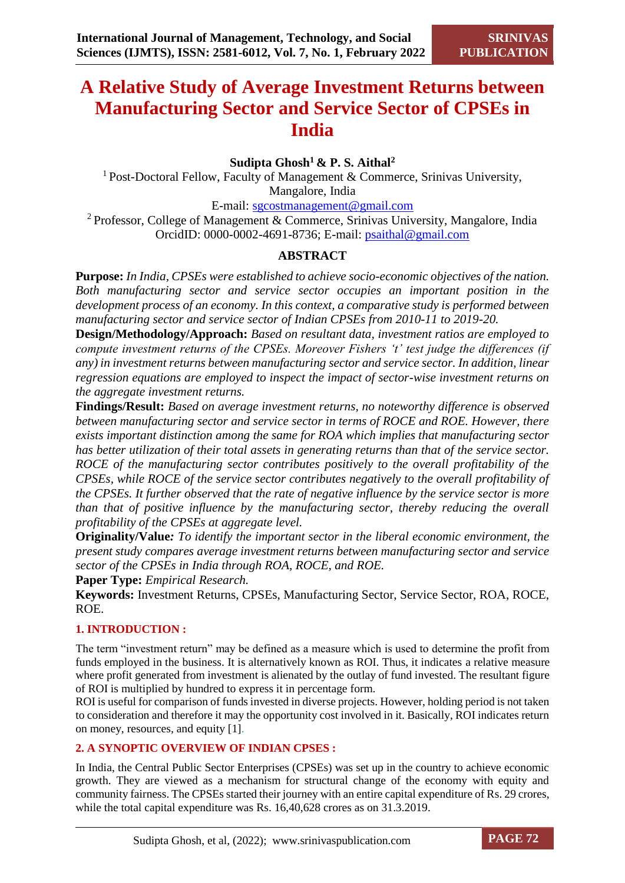# A Relative Study of Average Investment Returns between Manufacturing Sector and Service Sector of CPSEs in India

**Sudipta Ghosh[1] & P. S. Aithal[2]**

[1] Post-Doctoral Fellow, Faculty of Management & Commerce, Srinivas University, Mangalore, India

E-mail: sgcostmanagement@gmail.com

[2] Professor, College of Management & Commerce, Srinivas University, Mangalore, India

OrcidID: 0000-0002-4691-8736; E-mail: psaithal@gmail.com

## ABSTRACT

**Purpose:** *In India, CPSEs were established to achieve socio-economic objectives of the nation. Both manufacturing sector and service sector occupies an important position in the development process of an economy. In this context, a comparative study is performed between manufacturing sector and service sector of Indian CPSEs from 2010-11 to 2019-20.*

**Design/Methodology/Approach:** *Based on resultant data, investment ratios are employed to compute investment returns of the CPSEs. Moreover Fishers 't' test judge the differences (if any) in investment returns between manufacturing sector and service sector. In addition, linear regression equations are employed to inspect the impact of sector-wise investment returns on the aggregate investment returns.*

**Findings/Result:** *Based on average investment returns, no noteworthy difference is observed between manufacturing sector and service sector in terms of ROCE and ROE. However, there exists important distinction among the same for ROA which implies that manufacturing sector has better utilization of their total assets in generating returns than that of the service sector. ROCE of the manufacturing sector contributes positively to the overall profitability of the CPSEs, while ROCE of the service sector contributes negatively to the overall profitability of the CPSEs. It further observed that the rate of negative influence by the service sector is more than that of positive influence by the manufacturing sector, thereby reducing the overall profitability of the CPSEs at aggregate level.*

**Originality/Value:** *To identify the important sector in the liberal economic environment, the present study compares average investment returns between manufacturing sector and service sector of the CPSEs in India through ROA, ROCE, and ROE.*

**Paper Type:** *Empirical Research.*

**Keywords:** Investment Returns, CPSEs, Manufacturing Sector, Service Sector, ROA, ROCE, ROE.

## 1. INTRODUCTION :

The term "investment return" may be defined as a measure which is used to determine the profit from funds employed in the business. It is alternatively known as ROI. Thus, it indicates a relative measure where profit generated from investment is alienated by the outlay of fund invested. The resultant figure of ROI is multiplied by hundred to express it in percentage form.

ROI is useful for comparison of funds invested in diverse projects. However, holding period is not taken to consideration and therefore it may the opportunity cost involved in it. Basically, ROI indicates return on money, resources, and equity [1].

## 2. A SYNOPTIC OVERVIEW OF INDIAN CPSES :

In India, the Central Public Sector Enterprises (CPSEs) was set up in the country to achieve economic growth. They are viewed as a mechanism for structural change of the economy with equity and community fairness. The CPSEs started their journey with an entire capital expenditure of Rs. 29 crores, while the total capital expenditure was Rs. 16,40,628 crores as on 31.3.2019.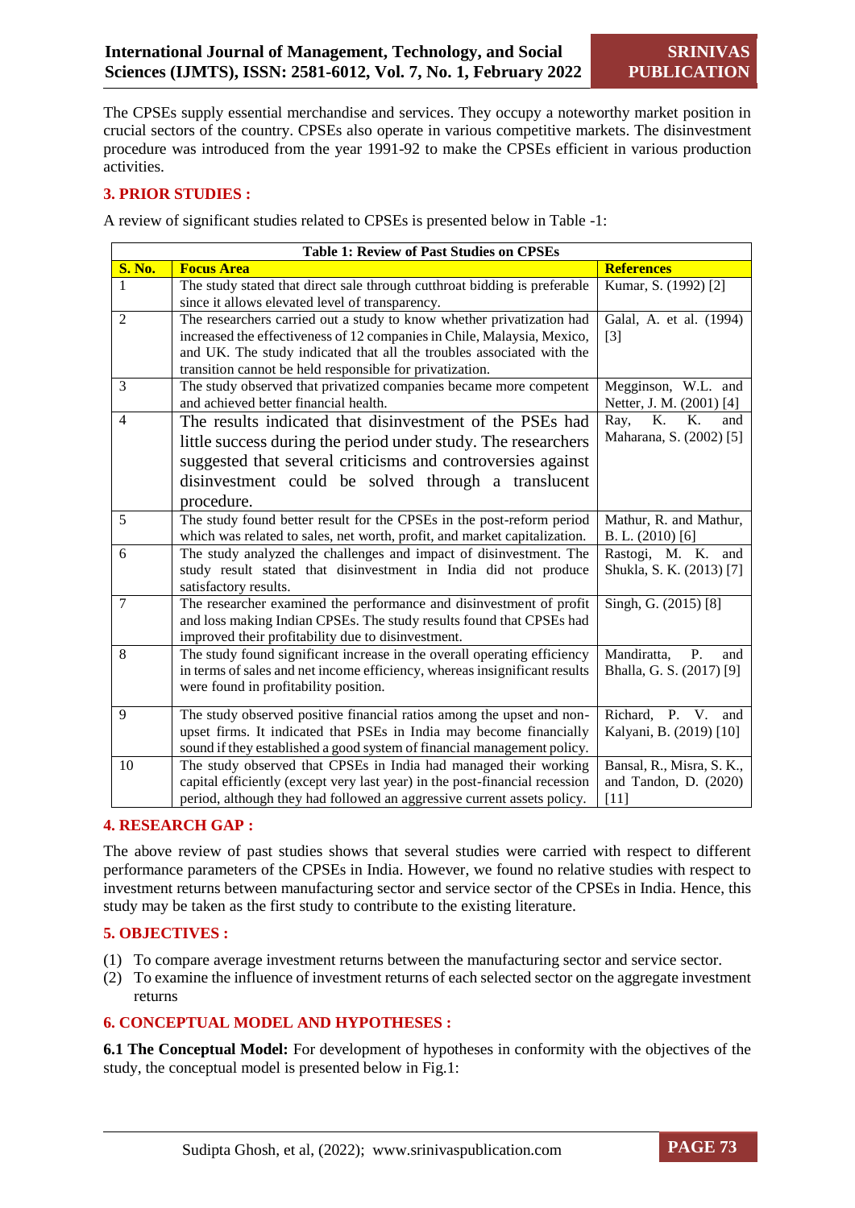The CPSEs supply essential merchandise and services. They occupy a noteworthy market position in crucial sectors of the country. CPSEs also operate in various competitive markets. The disinvestment procedure was introduced from the year 1991-92 to make the CPSEs efficient in various production activities.

## 3. PRIOR STUDIES :

A review of significant studies related to CPSEs is presented below in Table -1:

**Table 1: Review of Past Studies on CPSEs**

| S. No. | Focus Area | References |
|---|---|---|
| 1 | The study stated that direct sale through cutthroat bidding is preferable since it allows elevated level of transparency. | Kumar, S. (1992) [2] |
| 2 | The researchers carried out a study to know whether privatization had increased the effectiveness of 12 companies in Chile, Malaysia, Mexico, and UK. The study indicated that all the troubles associated with the transition cannot be held responsible for privatization. | Galal, A. et al. (1994) [3] |
| 3 | The study observed that privatized companies became more competent and achieved better financial health. | Megginson, W.L. and Netter, J. M. (2001) [4] |
| 4 | The results indicated that disinvestment of the PSEs had little success during the period under study. The researchers suggested that several criticisms and controversies against disinvestment could be solved through a translucent procedure. | Ray, K. K. and Maharana, S. (2002) [5] |
| 5 | The study found better result for the CPSEs in the post-reform period which was related to sales, net worth, profit, and market capitalization. | Mathur, R. and Mathur, B. L. (2010) [6] |
| 6 | The study analyzed the challenges and impact of disinvestment. The study result stated that disinvestment in India did not produce satisfactory results. | Rastogi, M. K. and Shukla, S. K. (2013) [7] |
| 7 | The researcher examined the performance and disinvestment of profit and loss making Indian CPSEs. The study results found that CPSEs had improved their profitability due to disinvestment. | Singh, G. (2015) [8] |
| 8 | The study found significant increase in the overall operating efficiency in terms of sales and net income efficiency, whereas insignificant results were found in profitability position. | Mandiratta, P. and Bhalla, G. S. (2017) [9] |
| 9 | The study observed positive financial ratios among the upset and non-upset firms. It indicated that PSEs in India may become financially sound if they established a good system of financial management policy. | Richard, P. V. and Kalyani, B. (2019) [10] |
| 10 | The study observed that CPSEs in India had managed their working capital efficiently (except very last year) in the post-financial recession period, although they had followed an aggressive current assets policy. | Bansal, R., Misra, S. K., and Tandon, D. (2020) [11] |

## 4. RESEARCH GAP :

The above review of past studies shows that several studies were carried with respect to different performance parameters of the CPSEs in India. However, we found no relative studies with respect to investment returns between manufacturing sector and service sector of the CPSEs in India. Hence, this study may be taken as the first study to contribute to the existing literature.

## 5. OBJECTIVES :

(1) To compare average investment returns between the manufacturing sector and service sector.
(2) To examine the influence of investment returns of each selected sector on the aggregate investment returns

## 6. CONCEPTUAL MODEL AND HYPOTHESES :

**6.1 The Conceptual Model:** For development of hypotheses in conformity with the objectives of the study, the conceptual model is presented below in Fig.1: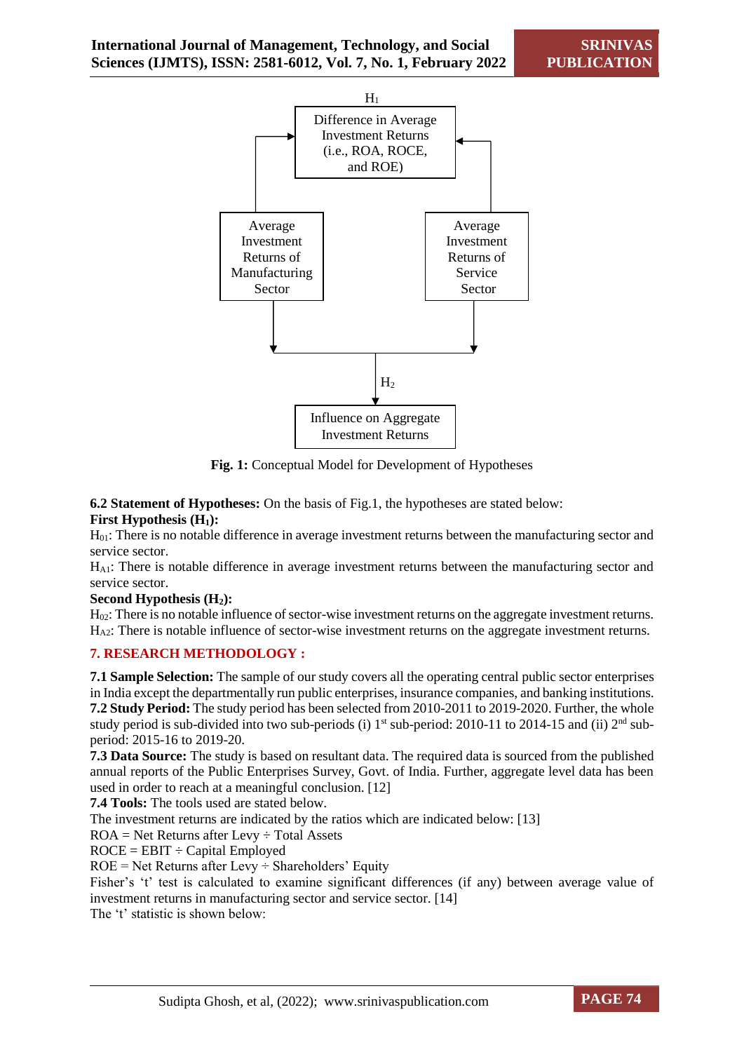H1

Difference in Average Investment Returns (i.e., ROA, ROCE, and ROE)

Average Investment Returns of Manufacturing Sector

Average Investment Returns of Service Sector

H2

Influence on Aggregate Investment Returns

**Fig. 1:** Conceptual Model for Development of Hypotheses

**6.2 Statement of Hypotheses:** On the basis of Fig.1, the hypotheses are stated below:

**First Hypothesis ($H_1$):**

$H_{01}$: There is no notable difference in average investment returns between the manufacturing sector and service sector.

$H_{A1}$: There is notable difference in average investment returns between the manufacturing sector and service sector.

**Second Hypothesis ($H_2$):**

$H_{02}$: There is no notable influence of sector-wise investment returns on the aggregate investment returns.

$H_{A2}$: There is notable influence of sector-wise investment returns on the aggregate investment returns.

## 7. RESEARCH METHODOLOGY :

**7.1 Sample Selection:** The sample of our study covers all the operating central public sector enterprises in India except the departmentally run public enterprises, insurance companies, and banking institutions.

**7.2 Study Period:** The study period has been selected from 2010-2011 to 2019-2020. Further, the whole study period is sub-divided into two sub-periods (i) 1st sub-period: 2010-11 to 2014-15 and (ii) 2nd sub-period: 2015-16 to 2019-20.

**7.3 Data Source:** The study is based on resultant data. The required data is sourced from the published annual reports of the Public Enterprises Survey, Govt. of India. Further, aggregate level data has been used in order to reach at a meaningful conclusion. [12]

**7.4 Tools:** The tools used are stated below.

The investment returns are indicated by the ratios which are indicated below: [13]

ROA = Net Returns after Levy ÷ Total Assets

ROCE = EBIT ÷ Capital Employed

ROE = Net Returns after Levy ÷ Shareholders' Equity

Fisher's 't' test is calculated to examine significant differences (if any) between average value of investment returns in manufacturing sector and service sector. [14]

The 't' statistic is shown below: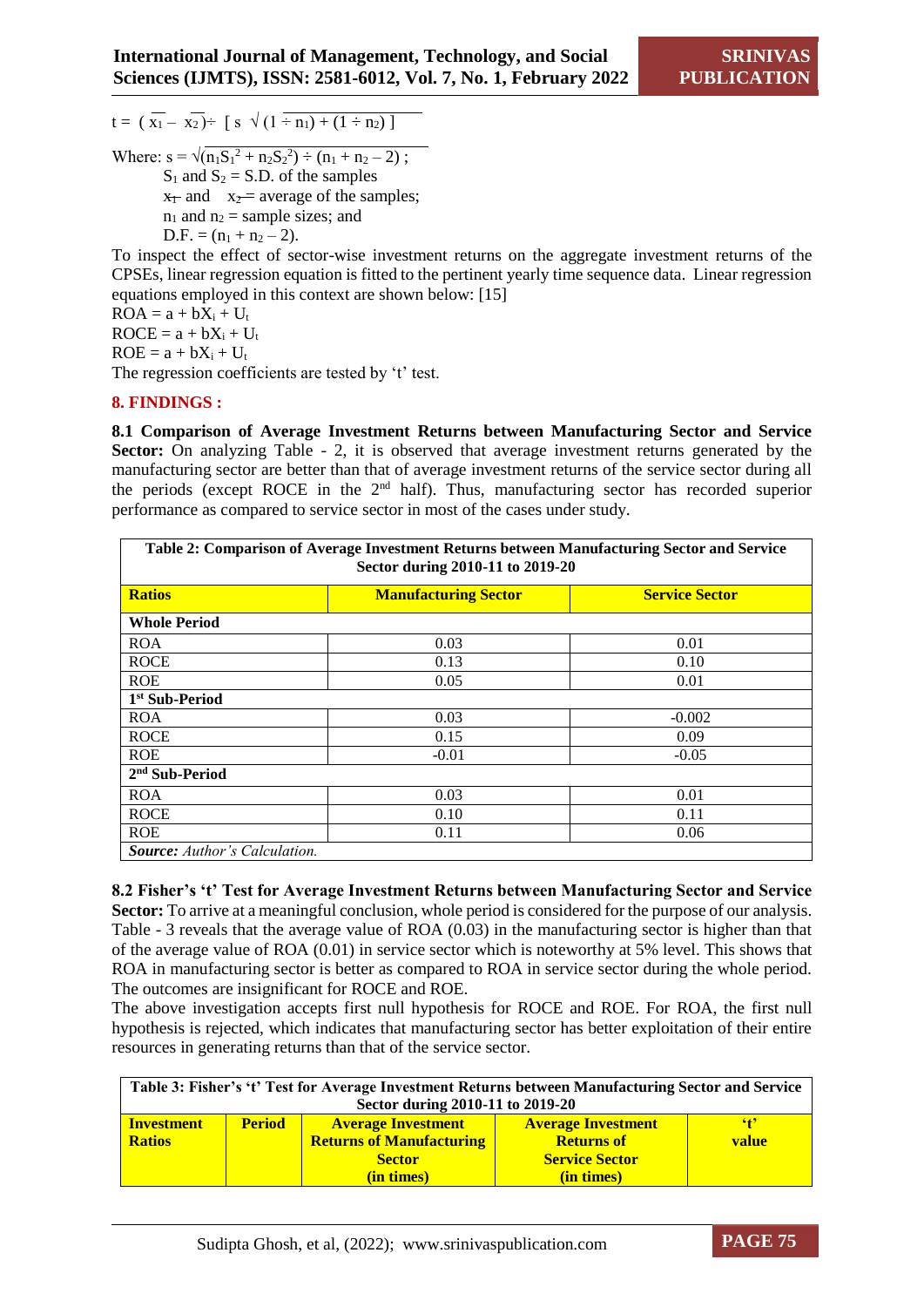$$t = (\overline{x_1} - \overline{x_2}) \div [s \sqrt{(1 \div n_1) + (1 \div n_2)}]$$

Where: $s = \sqrt{(n_1S_1^2 + n_2S_2^2) \div (n_1 + n_2 - 2)}$ ;

$S_1$ and $S_2$ = S.D. of the samples

$\overline{x_1}$ and $\overline{x_2}$ = average of the samples;

$n_1$ and $n_2$ = sample sizes; and

D.F. = $(n_1 + n_2 - 2)$.

To inspect the effect of sector-wise investment returns on the aggregate investment returns of the CPSEs, linear regression equation is fitted to the pertinent yearly time sequence data. Linear regression equations employed in this context are shown below: [15]

$ROA = a + bX_i + U_t$

$ROCE = a + bX_i + U_t$

$ROE = a + bX_i + U_t$

The regression coefficients are tested by 't' test.

## 8. FINDINGS :

**8.1 Comparison of Average Investment Returns between Manufacturing Sector and Service Sector:** On analyzing Table - 2, it is observed that average investment returns generated by the manufacturing sector are better than that of average investment returns of the service sector during all the periods (except ROCE in the 2nd half). Thus, manufacturing sector has recorded superior performance as compared to service sector in most of the cases under study.

**Table 2: Comparison of Average Investment Returns between Manufacturing Sector and Service Sector during 2010-11 to 2019-20**

| Ratios | Manufacturing Sector | Service Sector |
|---|---|---|
| **Whole Period** | | |
| ROA | 0.03 | 0.01 |
| ROCE | 0.13 | 0.10 |
| ROE | 0.05 | 0.01 |
| **1st Sub-Period** | | |
| ROA | 0.03 | -0.002 |
| ROCE | 0.15 | 0.09 |
| ROE | -0.01 | -0.05 |
| **2nd Sub-Period** | | |
| ROA | 0.03 | 0.01 |
| ROCE | 0.10 | 0.11 |
| ROE | 0.11 | 0.06 |

***Source:*** *Author's Calculation.*

**8.2 Fisher's 't' Test for Average Investment Returns between Manufacturing Sector and Service Sector:** To arrive at a meaningful conclusion, whole period is considered for the purpose of our analysis. Table - 3 reveals that the average value of ROA (0.03) in the manufacturing sector is higher than that of the average value of ROA (0.01) in service sector which is noteworthy at 5% level. This shows that ROA in manufacturing sector is better as compared to ROA in service sector during the whole period. The outcomes are insignificant for ROCE and ROE.

The above investigation accepts first null hypothesis for ROCE and ROE. For ROA, the first null hypothesis is rejected, which indicates that manufacturing sector has better exploitation of their entire resources in generating returns than that of the service sector.

**Table 3: Fisher's 't' Test for Average Investment Returns between Manufacturing Sector and Service Sector during 2010-11 to 2019-20**

| Investment Ratios | Period | Average Investment Returns of Manufacturing Sector (in times) | Average Investment Returns of Service Sector (in times) | 't' value |
|---|---|---|---|---|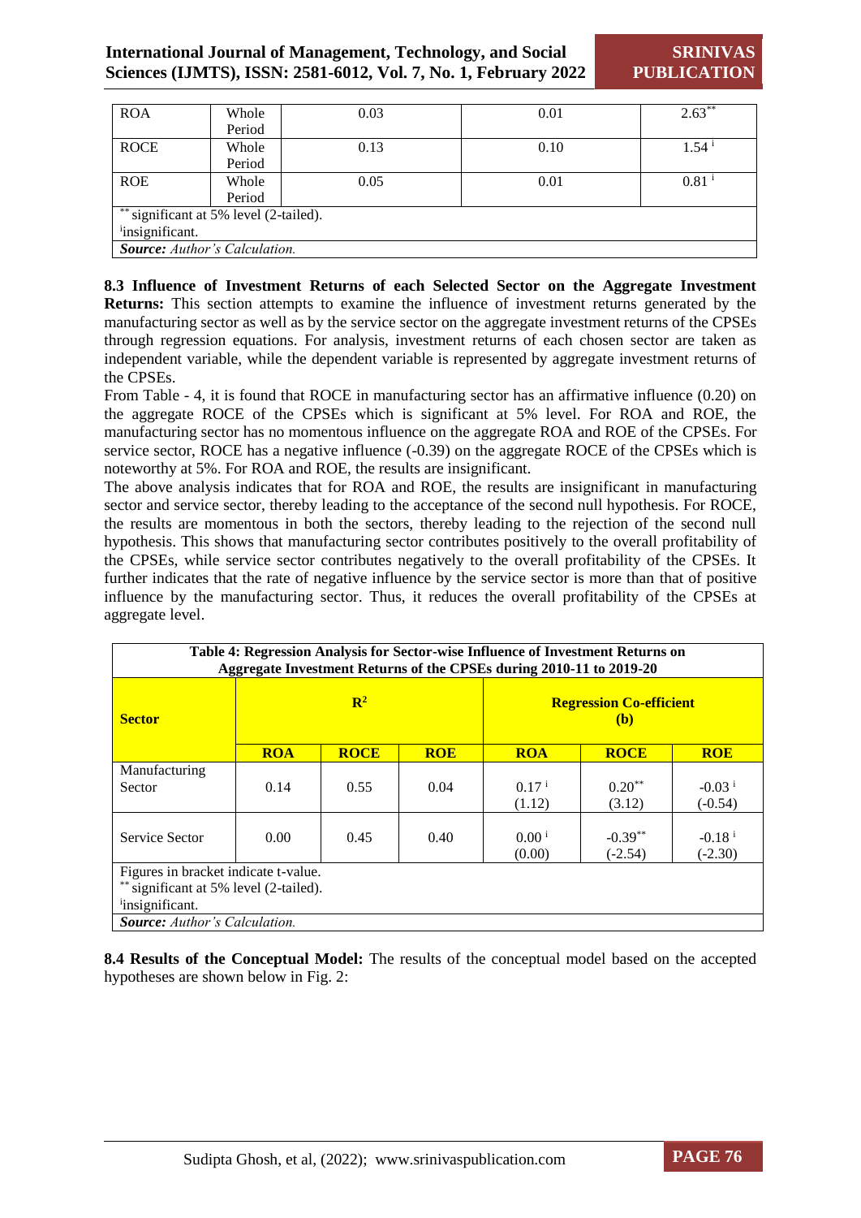| ROA | Whole Period | 0.03 | 0.01 | 2.63** |
|---|---|---|---|---|
| ROCE | Whole Period | 0.13 | 0.10 | 1.54 [i] |
| ROE | Whole Period | 0.05 | 0.01 | 0.81 [i] |

** significant at 5% level (2-tailed).
[i]insignificant.
***Source:*** *Author's Calculation.*

**8.3 Influence of Investment Returns of each Selected Sector on the Aggregate Investment Returns:** This section attempts to examine the influence of investment returns generated by the manufacturing sector as well as by the service sector on the aggregate investment returns of the CPSEs through regression equations. For analysis, investment returns of each chosen sector are taken as independent variable, while the dependent variable is represented by aggregate investment returns of the CPSEs.

From Table - 4, it is found that ROCE in manufacturing sector has an affirmative influence (0.20) on the aggregate ROCE of the CPSEs which is significant at 5% level. For ROA and ROE, the manufacturing sector has no momentous influence on the aggregate ROA and ROE of the CPSEs. For service sector, ROCE has a negative influence (-0.39) on the aggregate ROCE of the CPSEs which is noteworthy at 5%. For ROA and ROE, the results are insignificant.

The above analysis indicates that for ROA and ROE, the results are insignificant in manufacturing sector and service sector, thereby leading to the acceptance of the second null hypothesis. For ROCE, the results are momentous in both the sectors, thereby leading to the rejection of the second null hypothesis. This shows that manufacturing sector contributes positively to the overall profitability of the CPSEs, while service sector contributes negatively to the overall profitability of the CPSEs. It further indicates that the rate of negative influence by the service sector is more than that of positive influence by the manufacturing sector. Thus, it reduces the overall profitability of the CPSEs at aggregate level.

**Table 4: Regression Analysis for Sector-wise Influence of Investment Returns on Aggregate Investment Returns of the CPSEs during 2010-11 to 2019-20**

| Sector | $R^2$ | | | Regression Co-efficient (b) | | |
|---|---|---|---|---|---|---|
| | ROA | ROCE | ROE | ROA | ROCE | ROE |
| Manufacturing Sector | 0.14 | 0.55 | 0.04 | 0.17 [i] (1.12) | 0.20** (3.12) | -0.03 [i] (-0.54) |
| Service Sector | 0.00 | 0.45 | 0.40 | 0.00 [i] (0.00) | -0.39** (-2.54) | -0.18 [i] (-2.30) |

Figures in bracket indicate t-value.
** significant at 5% level (2-tailed).
[i]insignificant.
***Source:*** *Author's Calculation.*

**8.4 Results of the Conceptual Model:** The results of the conceptual model based on the accepted hypotheses are shown below in Fig. 2: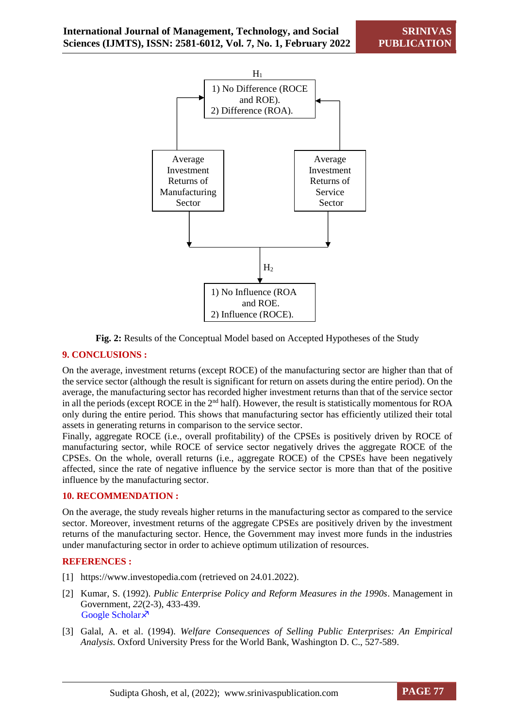H1

1) No Difference (ROCE and ROE).
2) Difference (ROA).

Average Investment Returns of Manufacturing Sector

Average Investment Returns of Service Sector

H2

1) No Influence (ROA and ROE.
2) Influence (ROCE).

**Fig. 2:** Results of the Conceptual Model based on Accepted Hypotheses of the Study

## 9. CONCLUSIONS :

On the average, investment returns (except ROCE) of the manufacturing sector are higher than that of the service sector (although the result is significant for return on assets during the entire period). On the average, the manufacturing sector has recorded higher investment returns than that of the service sector in all the periods (except ROCE in the 2nd half). However, the result is statistically momentous for ROA only during the entire period. This shows that manufacturing sector has efficiently utilized their total assets in generating returns in comparison to the service sector.

Finally, aggregate ROCE (i.e., overall profitability) of the CPSEs is positively driven by ROCE of manufacturing sector, while ROCE of service sector negatively drives the aggregate ROCE of the CPSEs. On the whole, overall returns (i.e., aggregate ROCE) of the CPSEs have been negatively affected, since the rate of negative influence by the service sector is more than that of the positive influence by the manufacturing sector.

## 10. RECOMMENDATION :

On the average, the study reveals higher returns in the manufacturing sector as compared to the service sector. Moreover, investment returns of the aggregate CPSEs are positively driven by the investment returns of the manufacturing sector. Hence, the Government may invest more funds in the industries under manufacturing sector in order to achieve optimum utilization of resources.

## REFERENCES :

[1] https://www.investopedia.com (retrieved on 24.01.2022).

[2] Kumar, S. (1992). *Public Enterprise Policy and Reform Measures in the 1990s*. Management in Government, *22*(2-3), 433-439.
Google Scholar

[3] Galal, A. et al. (1994). *Welfare Consequences of Selling Public Enterprises: An Empirical Analysis.* Oxford University Press for the World Bank, Washington D. C., 527-589.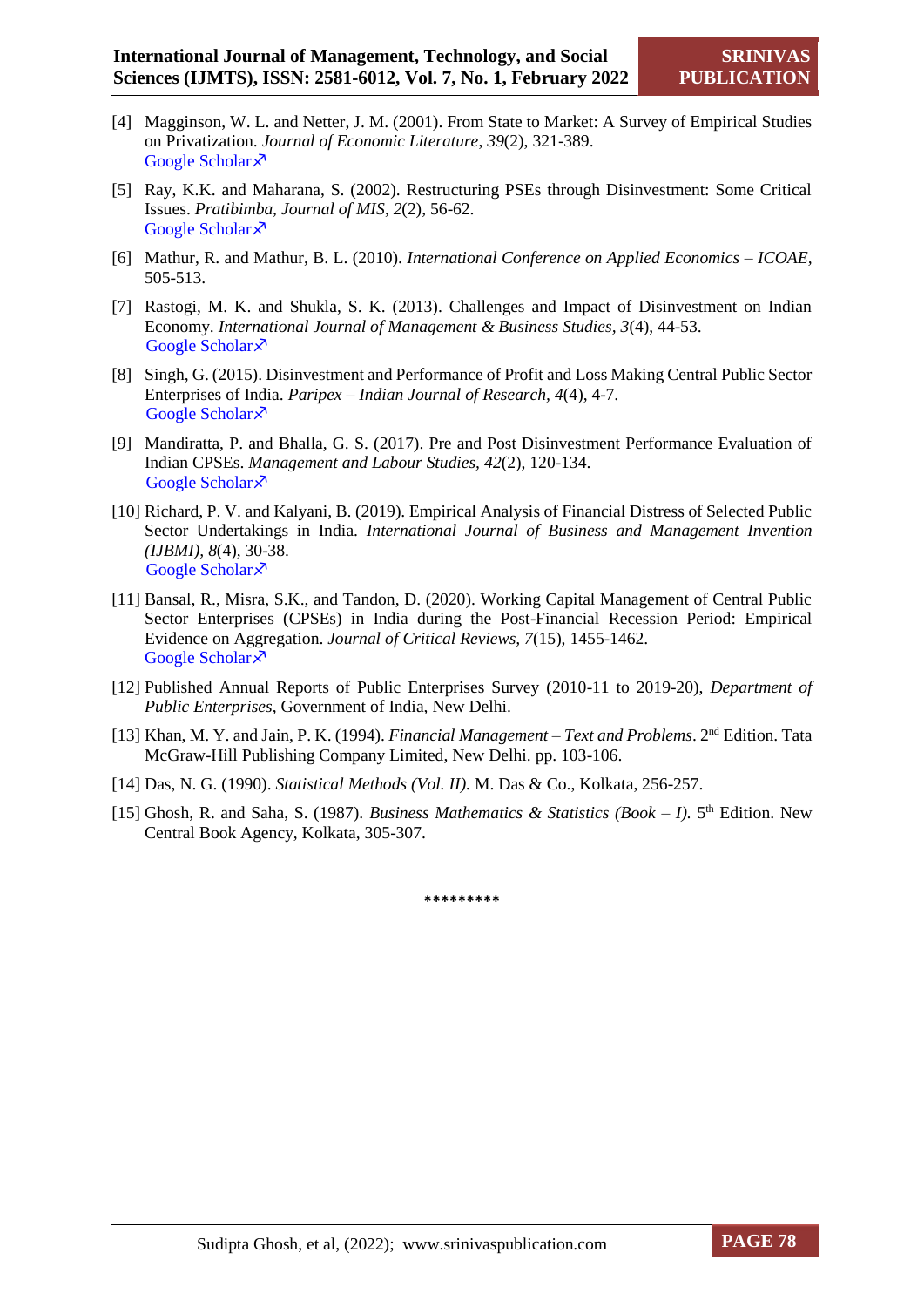[4] Magginson, W. L. and Netter, J. M. (2001). From State to Market: A Survey of Empirical Studies on Privatization. *Journal of Economic Literature*, *39*(2), 321-389. Google Scholar↗

[5] Ray, K.K. and Maharana, S. (2002). Restructuring PSEs through Disinvestment: Some Critical Issues. *Pratibimba, Journal of MIS*, *2*(2), 56-62. Google Scholar↗

[6] Mathur, R. and Mathur, B. L. (2010). *International Conference on Applied Economics – ICOAE*, 505-513.

[7] Rastogi, M. K. and Shukla, S. K. (2013). Challenges and Impact of Disinvestment on Indian Economy. *International Journal of Management & Business Studies*, *3*(4), 44-53. Google Scholar↗

[8] Singh, G. (2015). Disinvestment and Performance of Profit and Loss Making Central Public Sector Enterprises of India. *Paripex – Indian Journal of Research*, *4*(4), 4-7. Google Scholar↗

[9] Mandiratta, P. and Bhalla, G. S. (2017). Pre and Post Disinvestment Performance Evaluation of Indian CPSEs. *Management and Labour Studies*, *42*(2), 120-134. Google Scholar↗

[10] Richard, P. V. and Kalyani, B. (2019). Empirical Analysis of Financial Distress of Selected Public Sector Undertakings in India. *International Journal of Business and Management Invention (IJBMI)*, *8*(4), 30-38. Google Scholar↗

[11] Bansal, R., Misra, S.K., and Tandon, D. (2020). Working Capital Management of Central Public Sector Enterprises (CPSEs) in India during the Post-Financial Recession Period: Empirical Evidence on Aggregation. *Journal of Critical Reviews*, *7*(15), 1455-1462. Google Scholar↗

[12] Published Annual Reports of Public Enterprises Survey (2010-11 to 2019-20), *Department of Public Enterprises*, Government of India, New Delhi.

[13] Khan, M. Y. and Jain, P. K. (1994). *Financial Management – Text and Problems*. 2nd Edition. Tata McGraw-Hill Publishing Company Limited, New Delhi. pp. 103-106.

[14] Das, N. G. (1990). *Statistical Methods (Vol. II).* M. Das & Co., Kolkata, 256-257.

[15] Ghosh, R. and Saha, S. (1987). *Business Mathematics & Statistics (Book – I).* 5th Edition. New Central Book Agency, Kolkata, 305-307.

*********